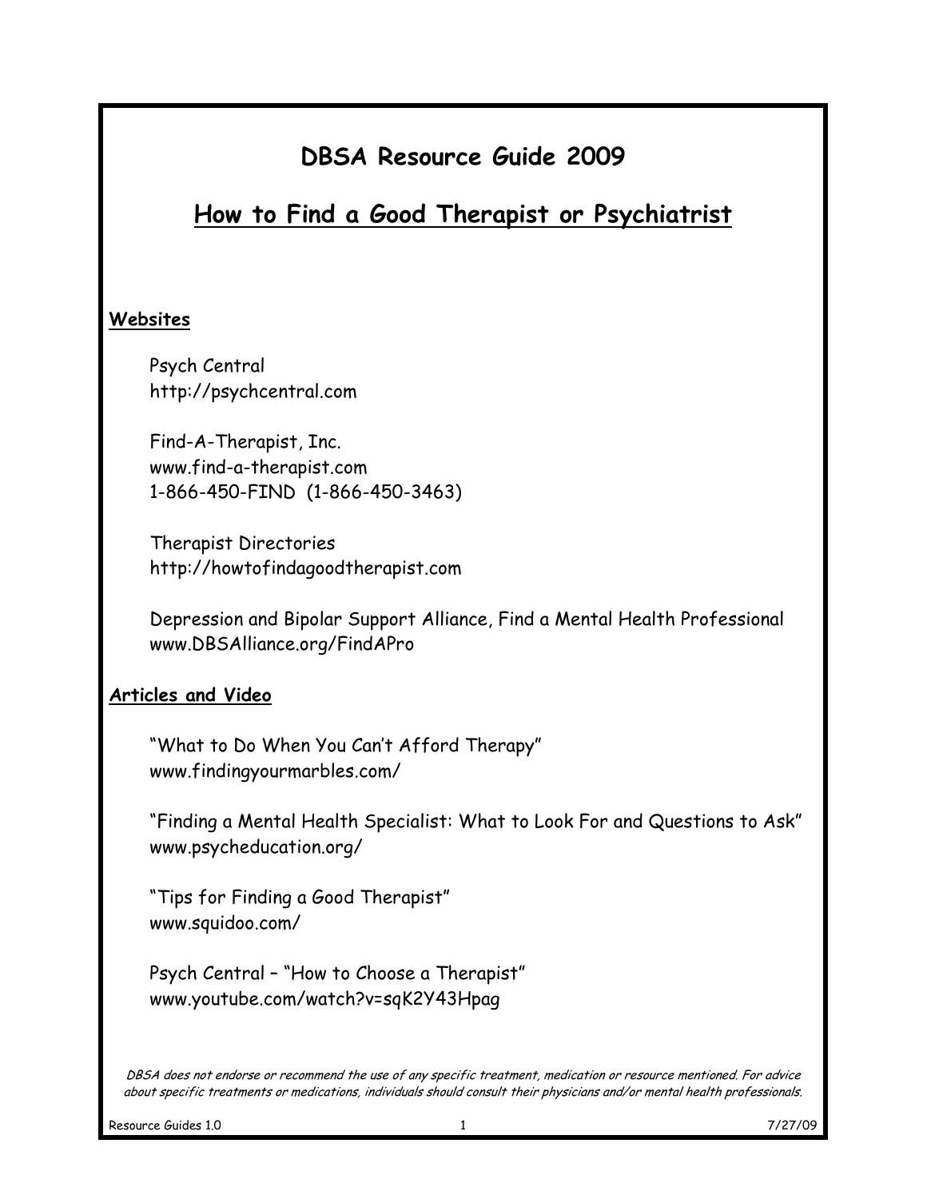# DBSA Resource Guide 2009

## How to Find a Good Therapist or Psychiatrist

**Websites**

Psych Central
http://psychcentral.com

Find-A-Therapist, Inc.
www.find-a-therapist.com
1-866-450-FIND (1-866-450-3463)

Therapist Directories
http://howtofindagoodtherapist.com

Depression and Bipolar Support Alliance, Find a Mental Health Professional
www.DBSAlliance.org/FindAPro

**Articles and Video**

"What to Do When You Can't Afford Therapy"
www.findingyourmarbles.com/

"Finding a Mental Health Specialist: What to Look For and Questions to Ask"
www.psycheducation.org/

"Tips for Finding a Good Therapist"
www.squidoo.com/

Psych Central – "How to Choose a Therapist"
www.youtube.com/watch?v=sqK2Y43Hpag

*DBSA does not endorse or recommend the use of any specific treatment, medication or resource mentioned. For advice about specific treatments or medications, individuals should consult their physicians and/or mental health professionals.*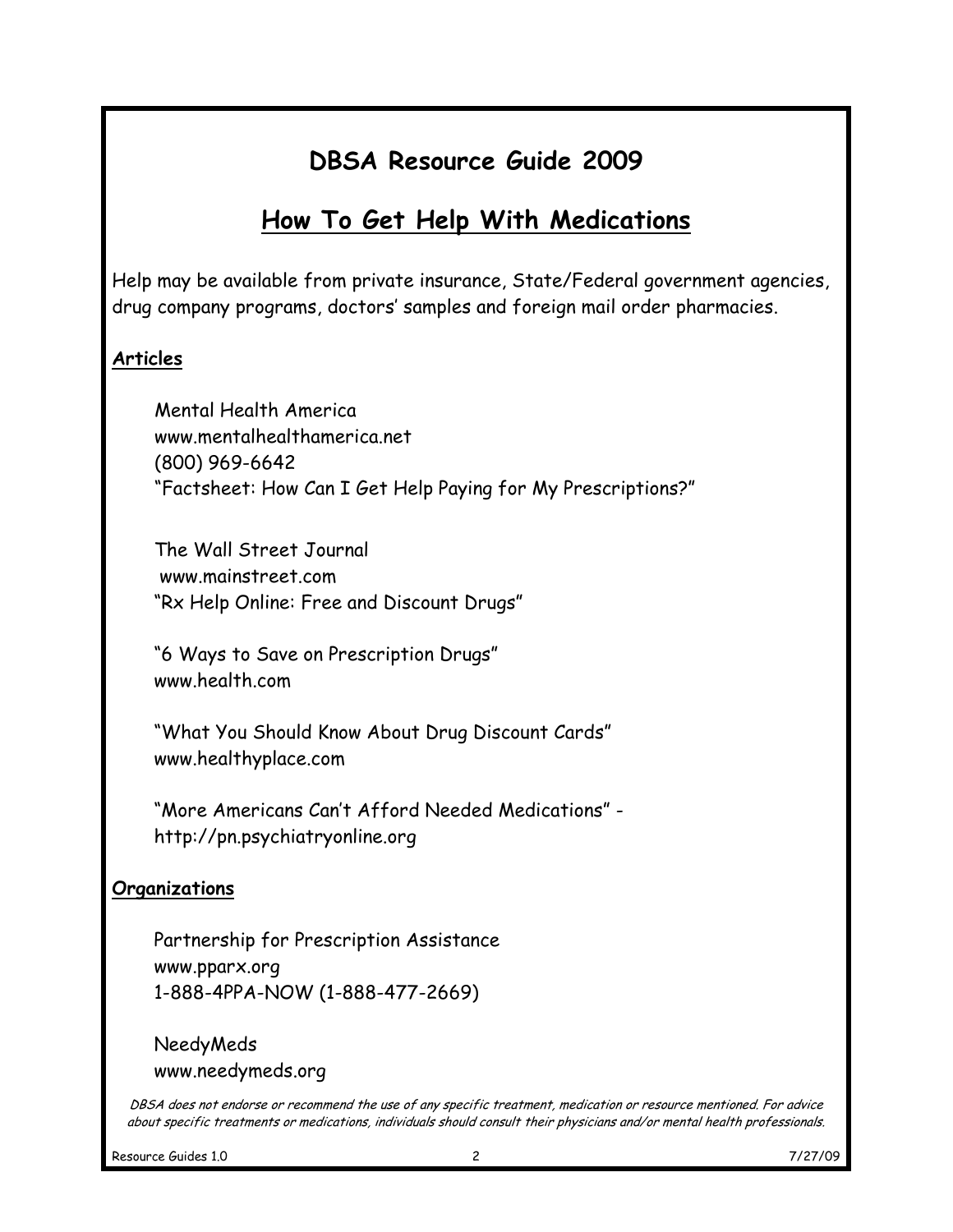# DBSA Resource Guide 2009

## How To Get Help With Medications

Help may be available from private insurance, State/Federal government agencies, drug company programs, doctors' samples and foreign mail order pharmacies.

**Articles**

Mental Health America
www.mentalhealthamerica.net
(800) 969-6642
"Factsheet: How Can I Get Help Paying for My Prescriptions?"

The Wall Street Journal
www.mainstreet.com
"Rx Help Online: Free and Discount Drugs"

"6 Ways to Save on Prescription Drugs"
www.health.com

"What You Should Know About Drug Discount Cards"
www.healthyplace.com

"More Americans Can't Afford Needed Medications" - http://pn.psychiatryonline.org

**Organizations**

Partnership for Prescription Assistance
www.pparx.org
1-888-4PPA-NOW (1-888-477-2669)

NeedyMeds
www.needymeds.org

*DBSA does not endorse or recommend the use of any specific treatment, medication or resource mentioned. For advice about specific treatments or medications, individuals should consult their physicians and/or mental health professionals.*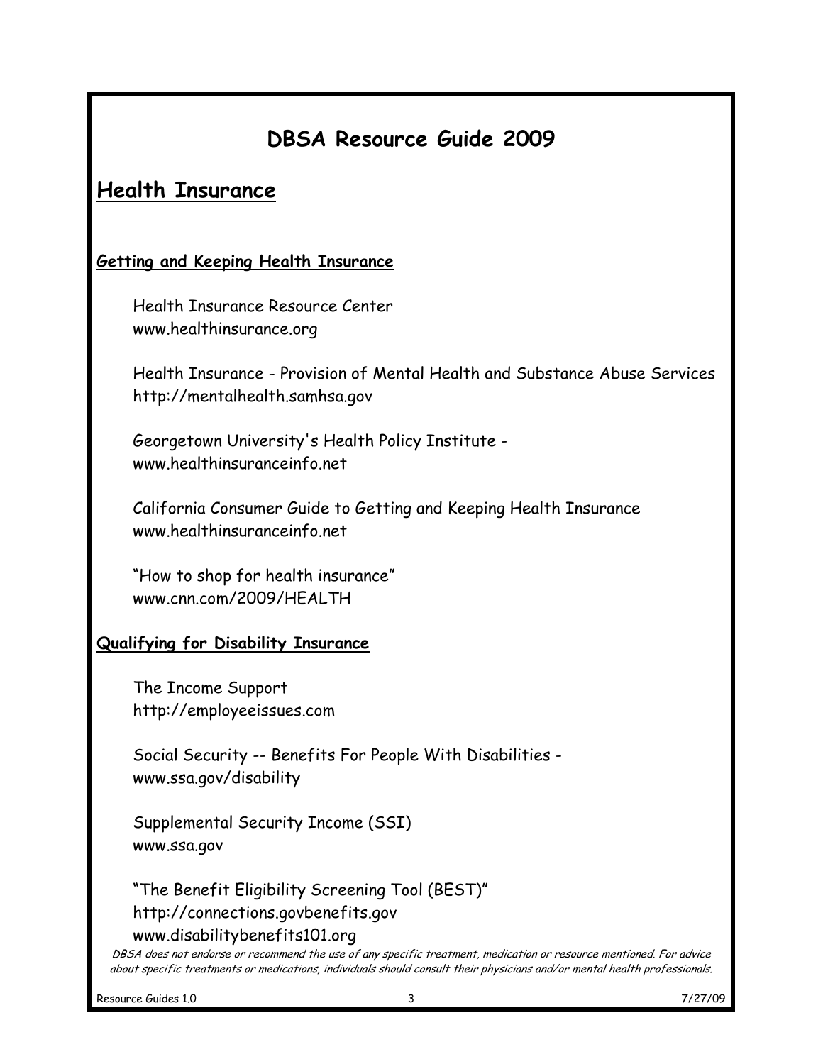# DBSA Resource Guide 2009

## Health Insurance

### Getting and Keeping Health Insurance

Health Insurance Resource Center
www.healthinsurance.org

Health Insurance - Provision of Mental Health and Substance Abuse Services
http://mentalhealth.samhsa.gov

Georgetown University's Health Policy Institute -
www.healthinsuranceinfo.net

California Consumer Guide to Getting and Keeping Health Insurance
www.healthinsuranceinfo.net

"How to shop for health insurance"
www.cnn.com/2009/HEALTH

### Qualifying for Disability Insurance

The Income Support
http://employeeissues.com

Social Security -- Benefits For People With Disabilities -
www.ssa.gov/disability

Supplemental Security Income (SSI)
www.ssa.gov

"The Benefit Eligibility Screening Tool (BEST)"
http://connections.govbenefits.gov
www.disabilitybenefits101.org

*DBSA does not endorse or recommend the use of any specific treatment, medication or resource mentioned. For advice about specific treatments or medications, individuals should consult their physicians and/or mental health professionals.*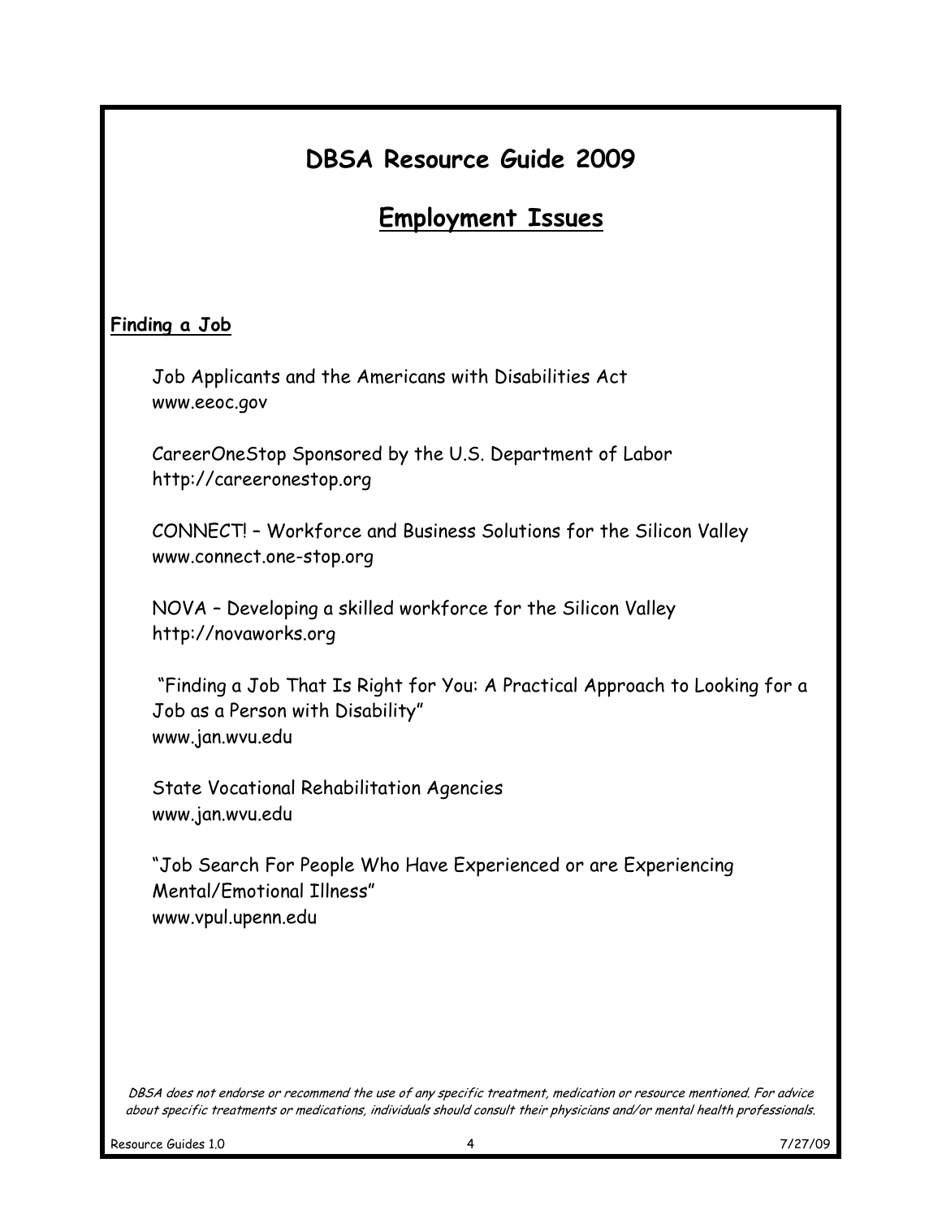# DBSA Resource Guide 2009

## Employment Issues

### Finding a Job

Job Applicants and the Americans with Disabilities Act
www.eeoc.gov

CareerOneStop Sponsored by the U.S. Department of Labor
http://careeronestop.org

CONNECT! – Workforce and Business Solutions for the Silicon Valley
www.connect.one-stop.org

NOVA – Developing a skilled workforce for the Silicon Valley
http://novaworks.org

"Finding a Job That Is Right for You: A Practical Approach to Looking for a Job as a Person with Disability"
www.jan.wvu.edu

State Vocational Rehabilitation Agencies
www.jan.wvu.edu

"Job Search For People Who Have Experienced or are Experiencing Mental/Emotional Illness"
www.vpul.upenn.edu

*DBSA does not endorse or recommend the use of any specific treatment, medication or resource mentioned. For advice about specific treatments or medications, individuals should consult their physicians and/or mental health professionals.*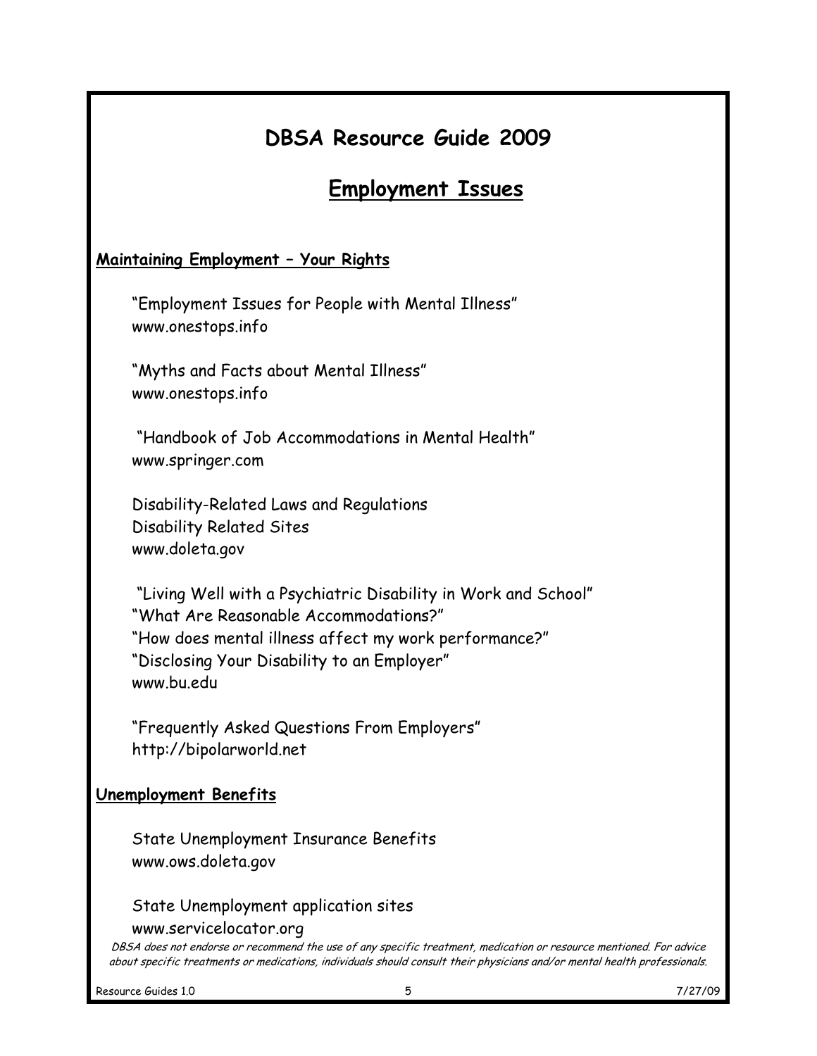# DBSA Resource Guide 2009

## Employment Issues

### Maintaining Employment – Your Rights

"Employment Issues for People with Mental Illness"
www.onestops.info

"Myths and Facts about Mental Illness"
www.onestops.info

"Handbook of Job Accommodations in Mental Health"
www.springer.com

Disability-Related Laws and Regulations
Disability Related Sites
www.doleta.gov

"Living Well with a Psychiatric Disability in Work and School"
"What Are Reasonable Accommodations?"
"How does mental illness affect my work performance?"
"Disclosing Your Disability to an Employer"
www.bu.edu

"Frequently Asked Questions From Employers"
http://bipolarworld.net

### Unemployment Benefits

State Unemployment Insurance Benefits
www.ows.doleta.gov

State Unemployment application sites
www.servicelocator.org

*DBSA does not endorse or recommend the use of any specific treatment, medication or resource mentioned. For advice about specific treatments or medications, individuals should consult their physicians and/or mental health professionals.*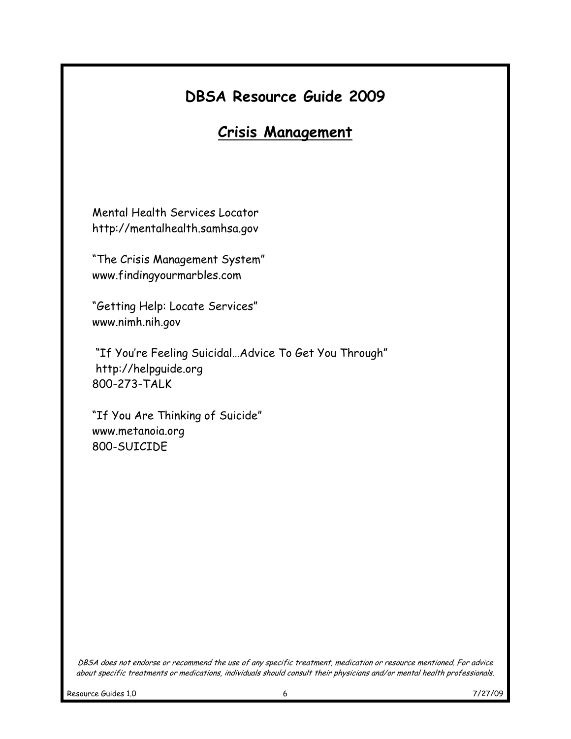# DBSA Resource Guide 2009

## Crisis Management

Mental Health Services Locator
http://mentalhealth.samhsa.gov

"The Crisis Management System"
www.findingyourmarbles.com

"Getting Help: Locate Services"
www.nimh.nih.gov

"If You're Feeling Suicidal…Advice To Get You Through"
http://helpguide.org
800-273-TALK

"If You Are Thinking of Suicide"
www.metanoia.org
800-SUICIDE

*DBSA does not endorse or recommend the use of any specific treatment, medication or resource mentioned. For advice about specific treatments or medications, individuals should consult their physicians and/or mental health professionals.*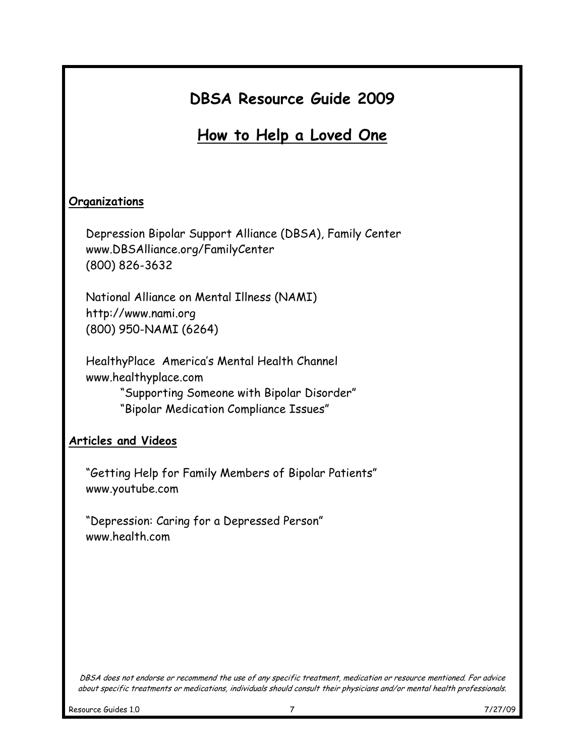# DBSA Resource Guide 2009

## How to Help a Loved One

### Organizations

Depression Bipolar Support Alliance (DBSA), Family Center
www.DBSAlliance.org/FamilyCenter
(800) 826-3632

National Alliance on Mental Illness (NAMI)
http://www.nami.org
(800) 950-NAMI (6264)

HealthyPlace America's Mental Health Channel
www.healthyplace.com
- "Supporting Someone with Bipolar Disorder"
- "Bipolar Medication Compliance Issues"

### Articles and Videos

"Getting Help for Family Members of Bipolar Patients"
www.youtube.com

"Depression: Caring for a Depressed Person"
www.health.com

*DBSA does not endorse or recommend the use of any specific treatment, medication or resource mentioned. For advice about specific treatments or medications, individuals should consult their physicians and/or mental health professionals.*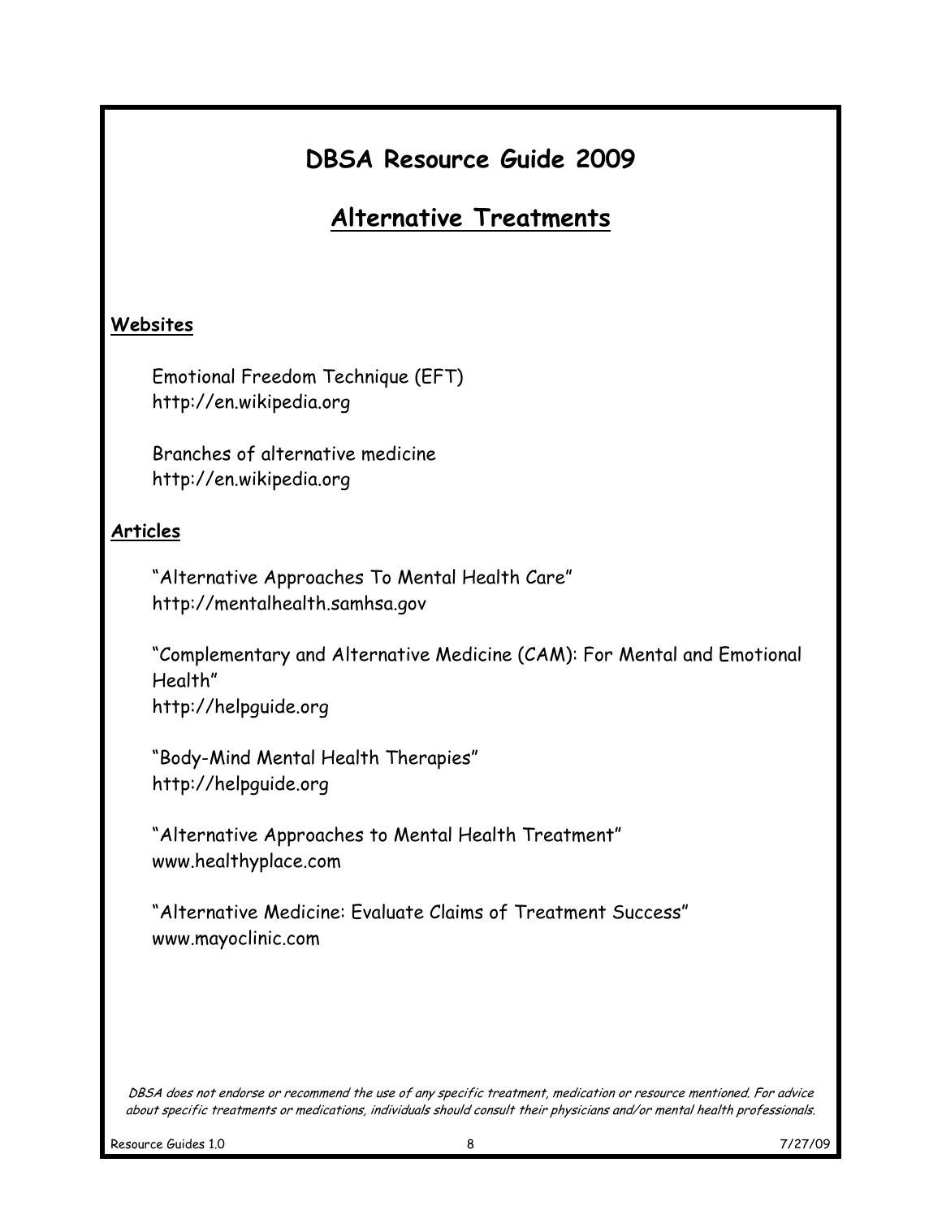# DBSA Resource Guide 2009

## Alternative Treatments

### Websites

Emotional Freedom Technique (EFT)
http://en.wikipedia.org

Branches of alternative medicine
http://en.wikipedia.org

### Articles

"Alternative Approaches To Mental Health Care"
http://mentalhealth.samhsa.gov

"Complementary and Alternative Medicine (CAM): For Mental and Emotional Health"
http://helpguide.org

"Body-Mind Mental Health Therapies"
http://helpguide.org

"Alternative Approaches to Mental Health Treatment"
www.healthyplace.com

"Alternative Medicine: Evaluate Claims of Treatment Success"
www.mayoclinic.com

*DBSA does not endorse or recommend the use of any specific treatment, medication or resource mentioned. For advice about specific treatments or medications, individuals should consult their physicians and/or mental health professionals.*